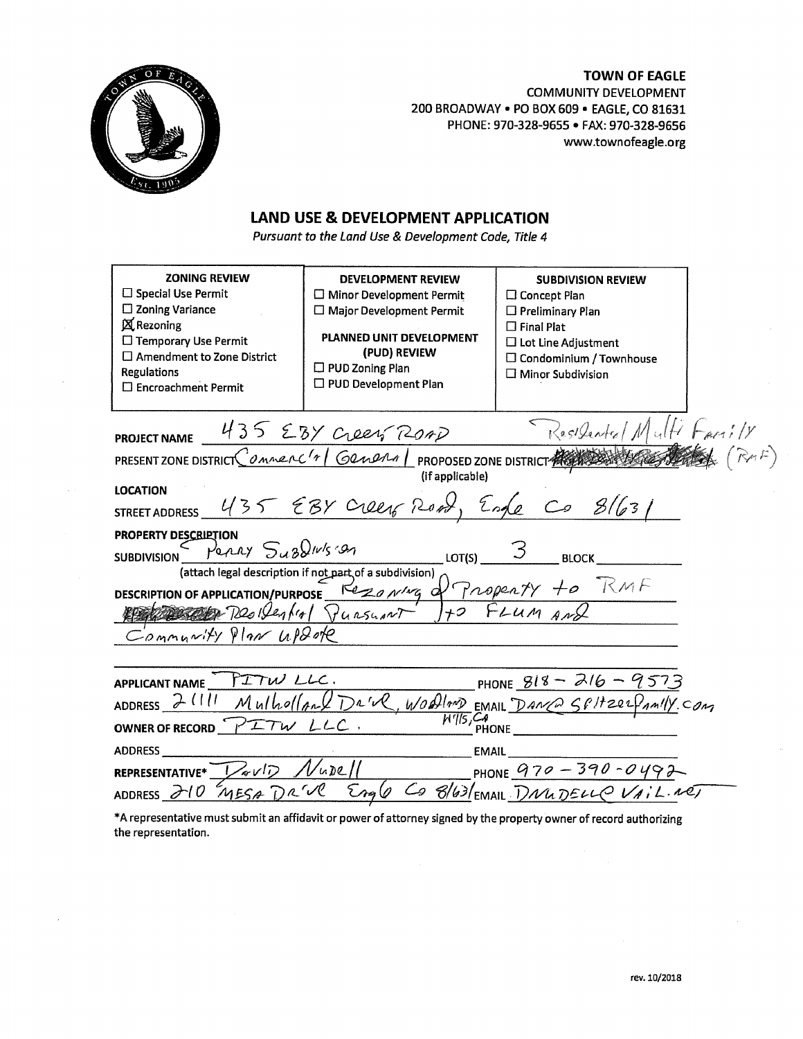**TOWN OF EAGLE**
COMMUNITY DEVELOPMENT
200 BROADWAY • PO BOX 609 • EAGLE, CO 81631
PHONE: 970-328-9655 • FAX: 970-328-9656
www.townofeagle.org

## LAND USE & DEVELOPMENT APPLICATION

*Pursuant to the Land Use & Development Code, Title 4*

| ZONING REVIEW | DEVELOPMENT REVIEW | SUBDIVISION REVIEW |
|---|---|---|
| ☐ Special Use Permit | ☐ Minor Development Permit | ☐ Concept Plan |
| ☐ Zoning Variance | ☐ Major Development Permit | ☐ Preliminary Plan |
| ☒ Rezoning | **PLANNED UNIT DEVELOPMENT (PUD) REVIEW** | ☐ Final Plat |
| ☐ Temporary Use Permit | ☐ PUD Zoning Plan | ☐ Lot Line Adjustment |
| ☐ Amendment to Zone District Regulations | ☐ PUD Development Plan | ☐ Condominium / Townhouse |
| ☐ Encroachment Permit | | ☐ Minor Subdivision |

**PROJECT NAME** 435 EBY Creek Road

**PRESENT ZONE DISTRICT** Commercial General **PROPOSED ZONE DISTRICT** (if applicable) Residential Multi Family (RMF)

**LOCATION**

**STREET ADDRESS** 435 EBY Creek Road, Eagle Co 81631

**PROPERTY DESCRIPTION**

**SUBDIVISION** Perry Subdivision **LOT(S)** 3 **BLOCK** ______

(attach legal description if not part of a subdivision)

**DESCRIPTION OF APPLICATION/PURPOSE** Rezoning of Property to RMF Residential Pursuant to FLUM and Community Plan update

**APPLICANT NAME** PITW LLC. **PHONE** 818-216-9573

**ADDRESS** 21111 Mulholland Drive, Woodland Hills, CA **EMAIL** Dan@spitzerfamily.com

**OWNER OF RECORD** PITW LLC. **PHONE** ______

**ADDRESS** ______ **EMAIL** ______

**REPRESENTATIVE*** David Nudell **PHONE** 970-390-0492

**ADDRESS** 210 Mesa Drive Eagle Co 81631 **EMAIL** DNUDELL@VAIL.NET

*A representative must submit an affidavit or power of attorney signed by the property owner of record authorizing the representation.

rev. 10/2018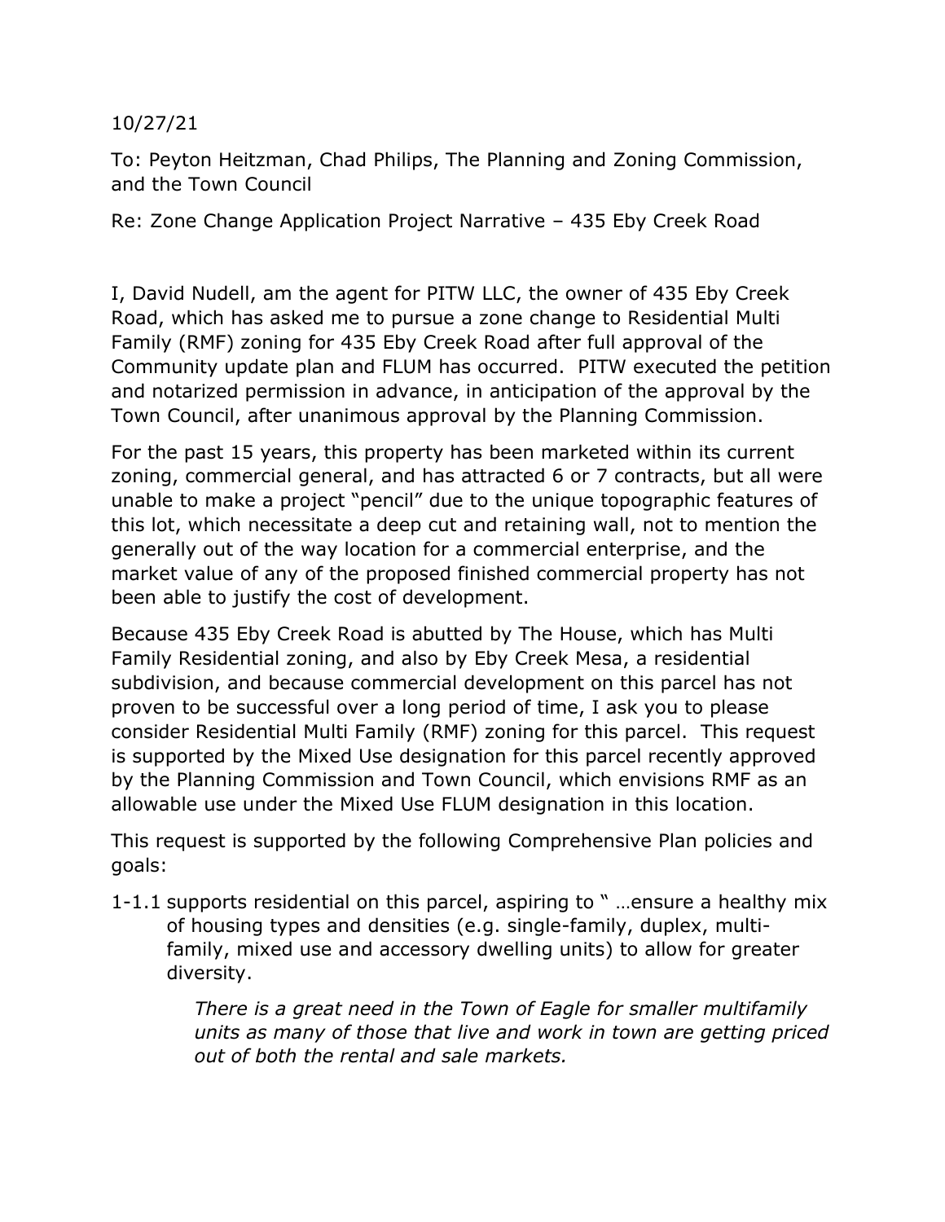10/27/21

To: Peyton Heitzman, Chad Philips, The Planning and Zoning Commission, and the Town Council

Re: Zone Change Application Project Narrative – 435 Eby Creek Road

I, David Nudell, am the agent for PITW LLC, the owner of 435 Eby Creek Road, which has asked me to pursue a zone change to Residential Multi Family (RMF) zoning for 435 Eby Creek Road after full approval of the Community update plan and FLUM has occurred. PITW executed the petition and notarized permission in advance, in anticipation of the approval by the Town Council, after unanimous approval by the Planning Commission.

For the past 15 years, this property has been marketed within its current zoning, commercial general, and has attracted 6 or 7 contracts, but all were unable to make a project "pencil" due to the unique topographic features of this lot, which necessitate a deep cut and retaining wall, not to mention the generally out of the way location for a commercial enterprise, and the market value of any of the proposed finished commercial property has not been able to justify the cost of development.

Because 435 Eby Creek Road is abutted by The House, which has Multi Family Residential zoning, and also by Eby Creek Mesa, a residential subdivision, and because commercial development on this parcel has not proven to be successful over a long period of time, I ask you to please consider Residential Multi Family (RMF) zoning for this parcel. This request is supported by the Mixed Use designation for this parcel recently approved by the Planning Commission and Town Council, which envisions RMF as an allowable use under the Mixed Use FLUM designation in this location.

This request is supported by the following Comprehensive Plan policies and goals:

1-1.1 supports residential on this parcel, aspiring to " …ensure a healthy mix of housing types and densities (e.g. single-family, duplex, multi-family, mixed use and accessory dwelling units) to allow for greater diversity.

> *There is a great need in the Town of Eagle for smaller multifamily units as many of those that live and work in town are getting priced out of both the rental and sale markets.*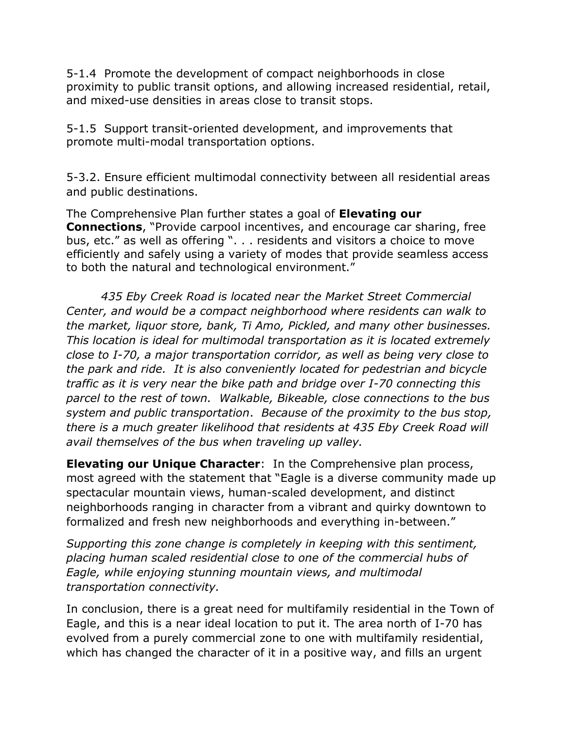5-1.4 Promote the development of compact neighborhoods in close proximity to public transit options, and allowing increased residential, retail, and mixed-use densities in areas close to transit stops.

5-1.5 Support transit-oriented development, and improvements that promote multi-modal transportation options.

5-3.2. Ensure efficient multimodal connectivity between all residential areas and public destinations.

The Comprehensive Plan further states a goal of **Elevating our Connections**, "Provide carpool incentives, and encourage car sharing, free bus, etc." as well as offering ". . . residents and visitors a choice to move efficiently and safely using a variety of modes that provide seamless access to both the natural and technological environment."

*435 Eby Creek Road is located near the Market Street Commercial Center, and would be a compact neighborhood where residents can walk to the market, liquor store, bank, Ti Amo, Pickled, and many other businesses. This location is ideal for multimodal transportation as it is located extremely close to I-70, a major transportation corridor, as well as being very close to the park and ride. It is also conveniently located for pedestrian and bicycle traffic as it is very near the bike path and bridge over I-70 connecting this parcel to the rest of town. Walkable, Bikeable, close connections to the bus system and public transportation. Because of the proximity to the bus stop, there is a much greater likelihood that residents at 435 Eby Creek Road will avail themselves of the bus when traveling up valley.*

**Elevating our Unique Character**: In the Comprehensive plan process, most agreed with the statement that "Eagle is a diverse community made up spectacular mountain views, human-scaled development, and distinct neighborhoods ranging in character from a vibrant and quirky downtown to formalized and fresh new neighborhoods and everything in-between."

*Supporting this zone change is completely in keeping with this sentiment, placing human scaled residential close to one of the commercial hubs of Eagle, while enjoying stunning mountain views, and multimodal transportation connectivity.*

In conclusion, there is a great need for multifamily residential in the Town of Eagle, and this is a near ideal location to put it. The area north of I-70 has evolved from a purely commercial zone to one with multifamily residential, which has changed the character of it in a positive way, and fills an urgent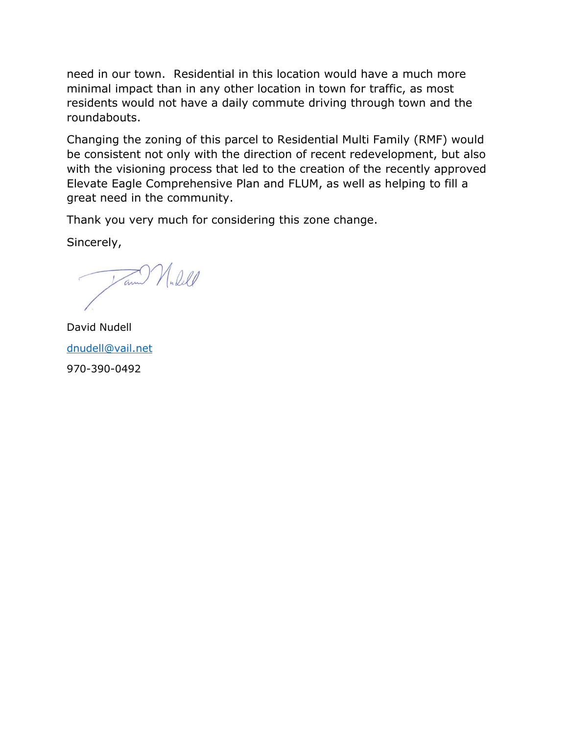need in our town. Residential in this location would have a much more minimal impact than in any other location in town for traffic, as most residents would not have a daily commute driving through town and the roundabouts.

Changing the zoning of this parcel to Residential Multi Family (RMF) would be consistent not only with the direction of recent redevelopment, but also with the visioning process that led to the creation of the recently approved Elevate Eagle Comprehensive Plan and FLUM, as well as helping to fill a great need in the community.

Thank you very much for considering this zone change.

Sincerely,

David Nudell

dnudell@vail.net

970-390-0492